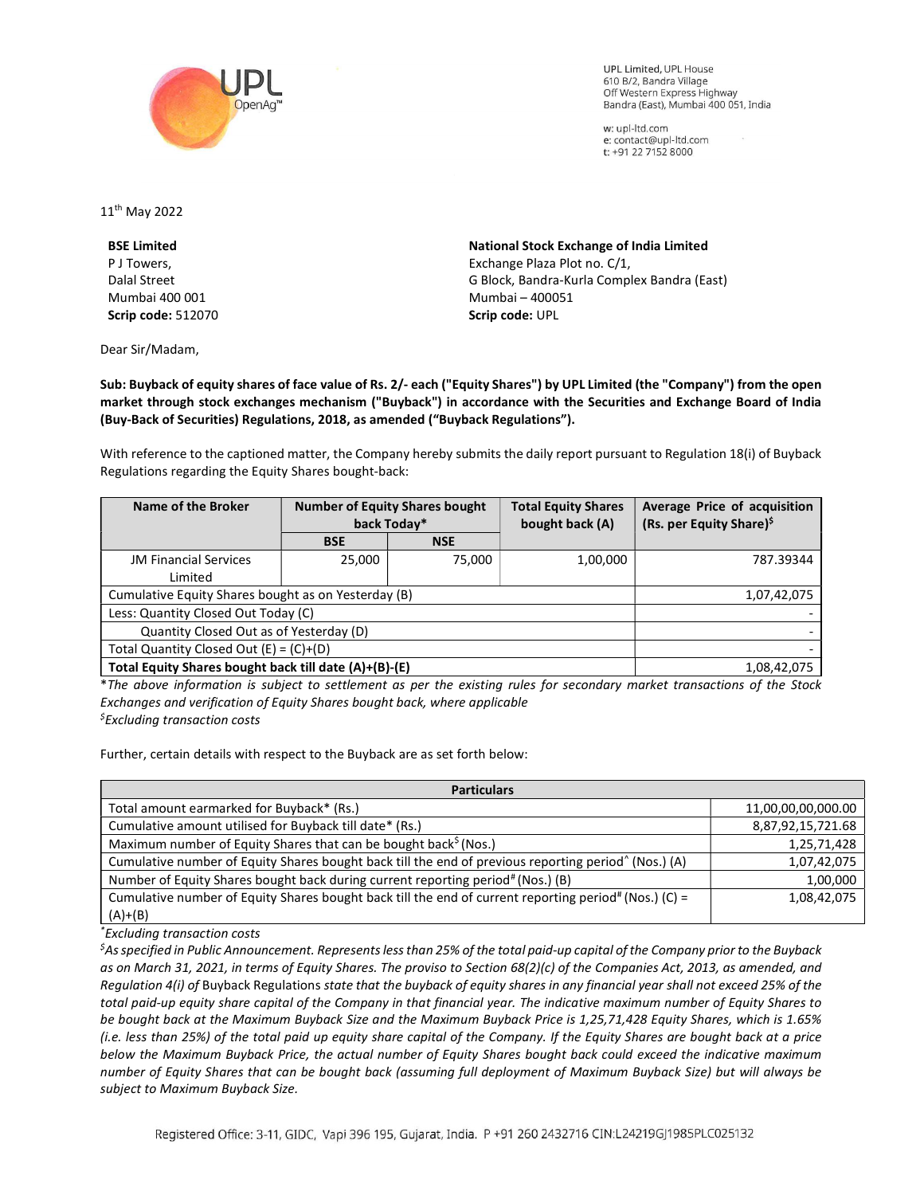UPL Limited, UPL House
610 B/2, Bandra Village
Off Western Express Highway
Bandra (East), Mumbai 400 051, India

w: upl-ltd.com
e: contact@upl-ltd.com
t: +91 22 7152 8000

11th May 2022

**BSE Limited**
P J Towers,
Dalal Street
Mumbai 400 001
**Scrip code:** 512070

**National Stock Exchange of India Limited**
Exchange Plaza Plot no. C/1,
G Block, Bandra-Kurla Complex Bandra (East)
Mumbai – 400051
**Scrip code:** UPL

Dear Sir/Madam,

**Sub: Buyback of equity shares of face value of Rs. 2/- each ("Equity Shares") by UPL Limited (the "Company") from the open market through stock exchanges mechanism ("Buyback") in accordance with the Securities and Exchange Board of India (Buy-Back of Securities) Regulations, 2018, as amended ("Buyback Regulations").**

With reference to the captioned matter, the Company hereby submits the daily report pursuant to Regulation 18(i) of Buyback Regulations regarding the Equity Shares bought-back:

| Name of the Broker | Number of Equity Shares bought back Today* | | Total Equity Shares bought back (A) | Average Price of acquisition (Rs. per Equity Share)$ |
|---|---|---|---|---|
| | BSE | NSE | | |
| JM Financial Services Limited | 25,000 | 75,000 | 1,00,000 | 787.39344 |
| Cumulative Equity Shares bought as on Yesterday (B) | | | | 1,07,42,075 |
| Less: Quantity Closed Out Today (C) | | | | - |
| Quantity Closed Out as of Yesterday (D) | | | | - |
| Total Quantity Closed Out (E) = (C)+(D) | | | | - |
| **Total Equity Shares bought back till date (A)+(B)-(E)** | | | | 1,08,42,075 |

*\*The above information is subject to settlement as per the existing rules for secondary market transactions of the Stock Exchanges and verification of Equity Shares bought back, where applicable*
*$Excluding transaction costs*

Further, certain details with respect to the Buyback are as set forth below:

| Particulars | |
|---|---|
| Total amount earmarked for Buyback* (Rs.) | 11,00,00,00,000.00 |
| Cumulative amount utilised for Buyback till date* (Rs.) | 8,87,92,15,721.68 |
| Maximum number of Equity Shares that can be bought back$ (Nos.) | 1,25,71,428 |
| Cumulative number of Equity Shares bought back till the end of previous reporting period^ (Nos.) (A) | 1,07,42,075 |
| Number of Equity Shares bought back during current reporting period# (Nos.) (B) | 1,00,000 |
| Cumulative number of Equity Shares bought back till the end of current reporting period# (Nos.) (C) = (A)+(B) | 1,08,42,075 |

*\*Excluding transaction costs*
*$As specified in Public Announcement. Represents less than 25% of the total paid-up capital of the Company prior to the Buyback as on March 31, 2021, in terms of Equity Shares. The proviso to Section 68(2)(c) of the Companies Act, 2013, as amended, and Regulation 4(i) of* Buyback Regulations *state that the buyback of equity shares in any financial year shall not exceed 25% of the total paid-up equity share capital of the Company in that financial year. The indicative maximum number of Equity Shares to be bought back at the Maximum Buyback Size and the Maximum Buyback Price is 1,25,71,428 Equity Shares, which is 1.65% (i.e. less than 25%) of the total paid up equity share capital of the Company. If the Equity Shares are bought back at a price below the Maximum Buyback Price, the actual number of Equity Shares bought back could exceed the indicative maximum number of Equity Shares that can be bought back (assuming full deployment of Maximum Buyback Size) but will always be subject to Maximum Buyback Size.*

Registered Office: 3-11, GIDC, Vapi 396 195, Gujarat, India. P +91 260 2432716 CIN:L24219GJ1985PLC025132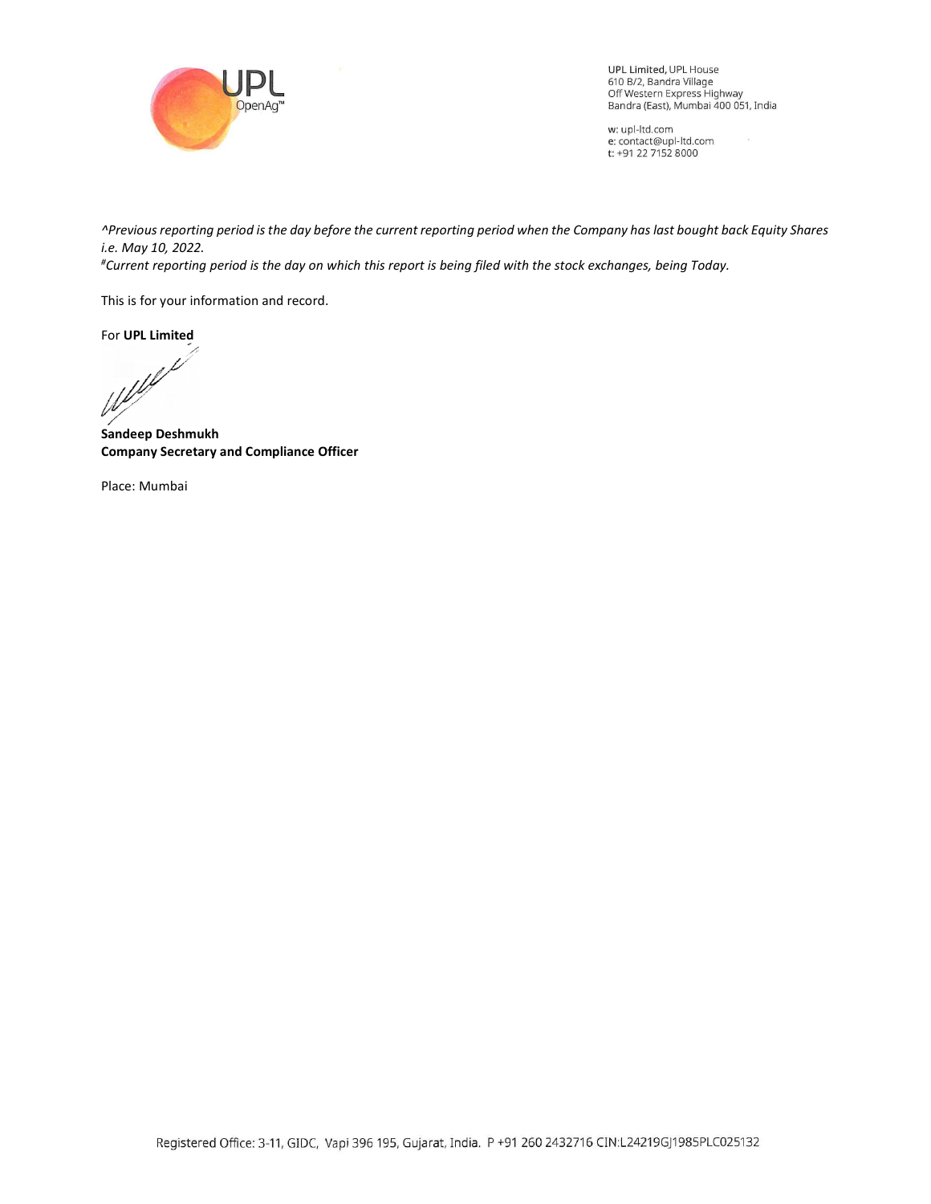*^Previous reporting period is the day before the current reporting period when the Company has last bought back Equity Shares i.e. May 10, 2022.*
*#Current reporting period is the day on which this report is being filed with the stock exchanges, being Today.*

This is for your information and record.

For **UPL Limited**

**Sandeep Deshmukh**
**Company Secretary and Compliance Officer**

Place: Mumbai